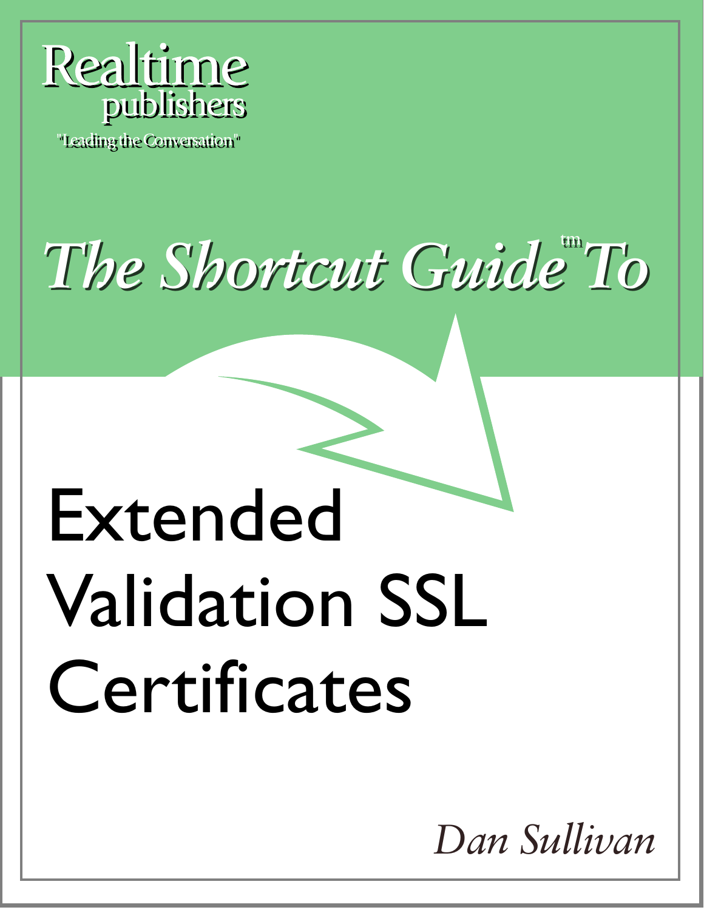Realtime publishers

"Leading the Conversation"

# The Shortcut Guide To™

# Extended Validation SSL Certificates

*Dan Sullivan*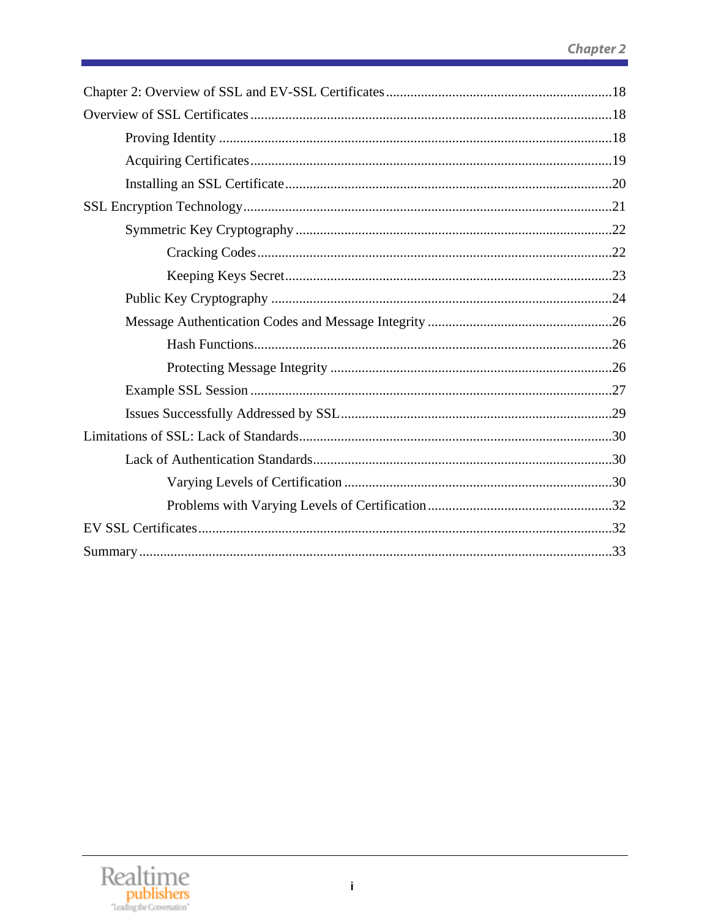Chapter 2: Overview of SSL and EV-SSL Certificates ................................................................18

Overview of SSL Certificates .......................................................................................................18

- Proving Identity ................................................................................................................18
- Acquiring Certificates.......................................................................................................19
- Installing an SSL Certificate.............................................................................................20

SSL Encryption Technology.........................................................................................................21

- Symmetric Key Cryptography ..........................................................................................22
  - Cracking Codes.....................................................................................................22
  - Keeping Keys Secret.............................................................................................23
- Public Key Cryptography .................................................................................................24
- Message Authentication Codes and Message Integrity .....................................................26
  - Hash Functions......................................................................................................26
  - Protecting Message Integrity ................................................................................26
- Example SSL Session .......................................................................................................27
- Issues Successfully Addressed by SSL.............................................................................29

Limitations of SSL: Lack of Standards.........................................................................................30

- Lack of Authentication Standards.....................................................................................30
  - Varying Levels of Certification ............................................................................30
  - Problems with Varying Levels of Certification....................................................32

EV SSL Certificates......................................................................................................................32

Summary.......................................................................................................................................33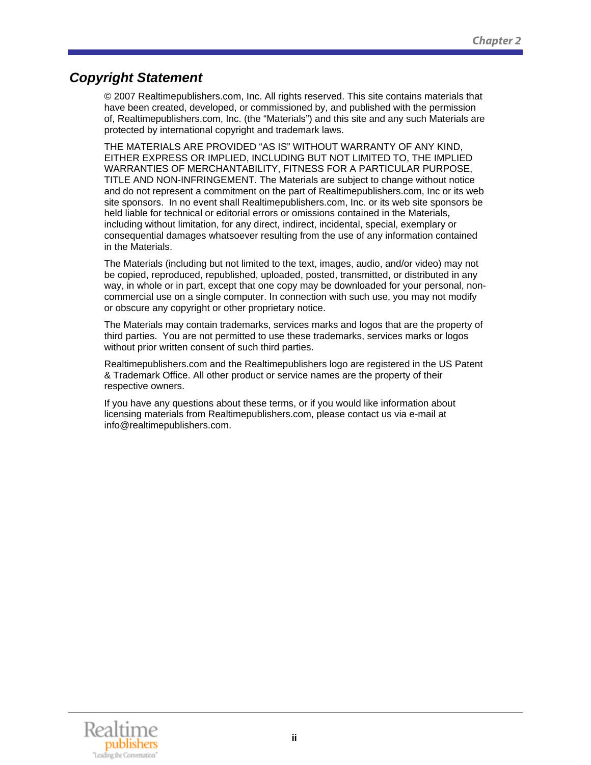## *Copyright Statement*

© 2007 Realtimepublishers.com, Inc. All rights reserved. This site contains materials that have been created, developed, or commissioned by, and published with the permission of, Realtimepublishers.com, Inc. (the "Materials") and this site and any such Materials are protected by international copyright and trademark laws.

THE MATERIALS ARE PROVIDED "AS IS" WITHOUT WARRANTY OF ANY KIND, EITHER EXPRESS OR IMPLIED, INCLUDING BUT NOT LIMITED TO, THE IMPLIED WARRANTIES OF MERCHANTABILITY, FITNESS FOR A PARTICULAR PURPOSE, TITLE AND NON-INFRINGEMENT. The Materials are subject to change without notice and do not represent a commitment on the part of Realtimepublishers.com, Inc or its web site sponsors. In no event shall Realtimepublishers.com, Inc. or its web site sponsors be held liable for technical or editorial errors or omissions contained in the Materials, including without limitation, for any direct, indirect, incidental, special, exemplary or consequential damages whatsoever resulting from the use of any information contained in the Materials.

The Materials (including but not limited to the text, images, audio, and/or video) may not be copied, reproduced, republished, uploaded, posted, transmitted, or distributed in any way, in whole or in part, except that one copy may be downloaded for your personal, non-commercial use on a single computer. In connection with such use, you may not modify or obscure any copyright or other proprietary notice.

The Materials may contain trademarks, services marks and logos that are the property of third parties. You are not permitted to use these trademarks, services marks or logos without prior written consent of such third parties.

Realtimepublishers.com and the Realtimepublishers logo are registered in the US Patent & Trademark Office. All other product or service names are the property of their respective owners.

If you have any questions about these terms, or if you would like information about licensing materials from Realtimepublishers.com, please contact us via e-mail at info@realtimepublishers.com.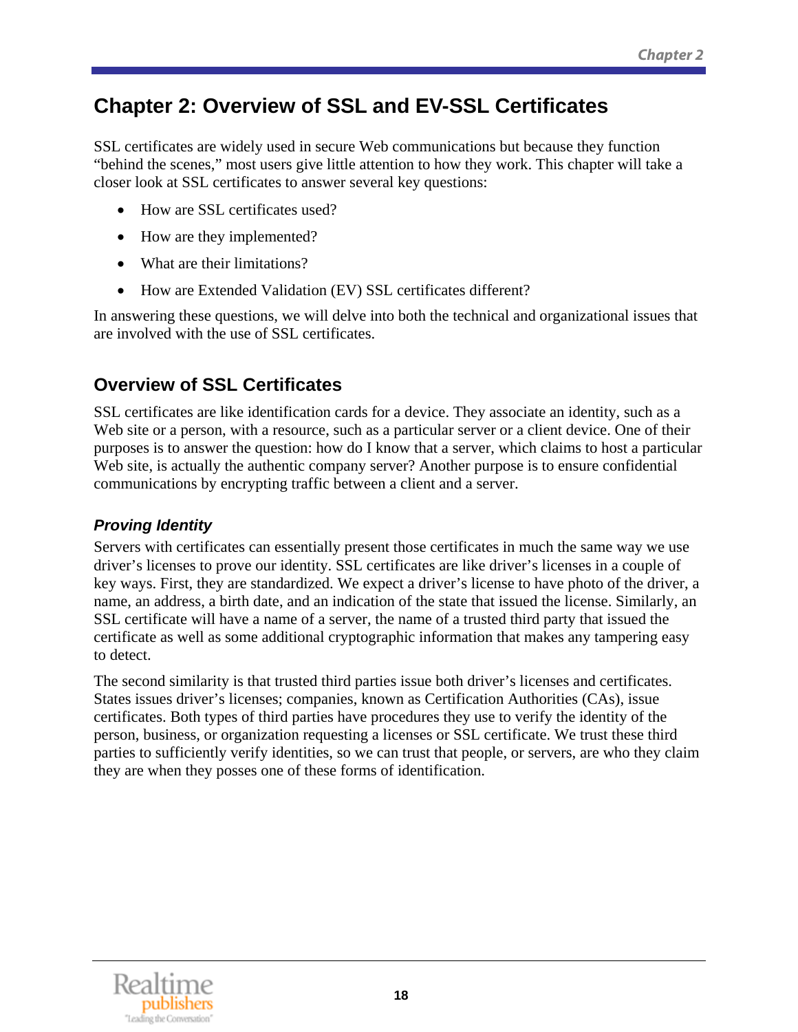# Chapter 2: Overview of SSL and EV-SSL Certificates

SSL certificates are widely used in secure Web communications but because they function "behind the scenes," most users give little attention to how they work. This chapter will take a closer look at SSL certificates to answer several key questions:

- How are SSL certificates used?
- How are they implemented?
- What are their limitations?
- How are Extended Validation (EV) SSL certificates different?

In answering these questions, we will delve into both the technical and organizational issues that are involved with the use of SSL certificates.

## Overview of SSL Certificates

SSL certificates are like identification cards for a device. They associate an identity, such as a Web site or a person, with a resource, such as a particular server or a client device. One of their purposes is to answer the question: how do I know that a server, which claims to host a particular Web site, is actually the authentic company server? Another purpose is to ensure confidential communications by encrypting traffic between a client and a server.

### *Proving Identity*

Servers with certificates can essentially present those certificates in much the same way we use driver's licenses to prove our identity. SSL certificates are like driver's licenses in a couple of key ways. First, they are standardized. We expect a driver's license to have photo of the driver, a name, an address, a birth date, and an indication of the state that issued the license. Similarly, an SSL certificate will have a name of a server, the name of a trusted third party that issued the certificate as well as some additional cryptographic information that makes any tampering easy to detect.

The second similarity is that trusted third parties issue both driver's licenses and certificates. States issues driver's licenses; companies, known as Certification Authorities (CAs), issue certificates. Both types of third parties have procedures they use to verify the identity of the person, business, or organization requesting a licenses or SSL certificate. We trust these third parties to sufficiently verify identities, so we can trust that people, or servers, are who they claim they are when they posses one of these forms of identification.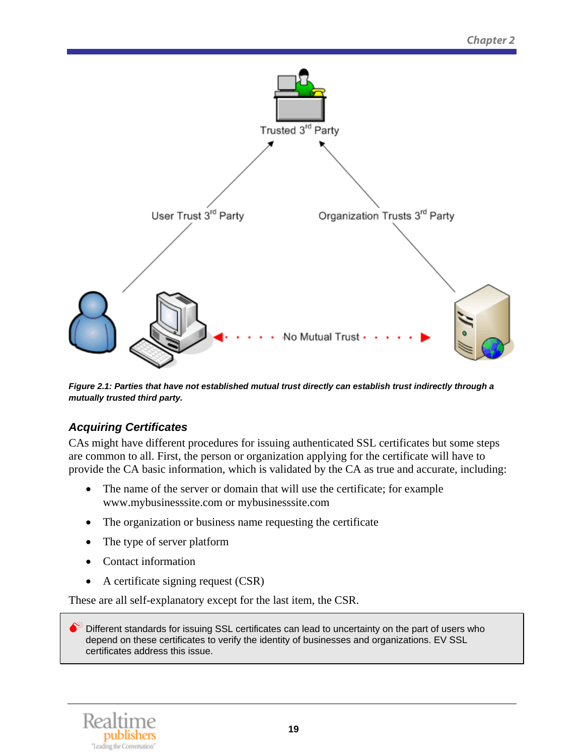*Figure 2.1: Parties that have not established mutual trust directly can establish trust indirectly through a mutually trusted third party.*

### Acquiring Certificates

CAs might have different procedures for issuing authenticated SSL certificates but some steps are common to all. First, the person or organization applying for the certificate will have to provide the CA basic information, which is validated by the CA as true and accurate, including:

- The name of the server or domain that will use the certificate; for example www.mybusinesssite.com or mybusinesssite.com
- The organization or business name requesting the certificate
- The type of server platform
- Contact information
- A certificate signing request (CSR)

These are all self-explanatory except for the last item, the CSR.

> Different standards for issuing SSL certificates can lead to uncertainty on the part of users who depend on these certificates to verify the identity of businesses and organizations. EV SSL certificates address this issue.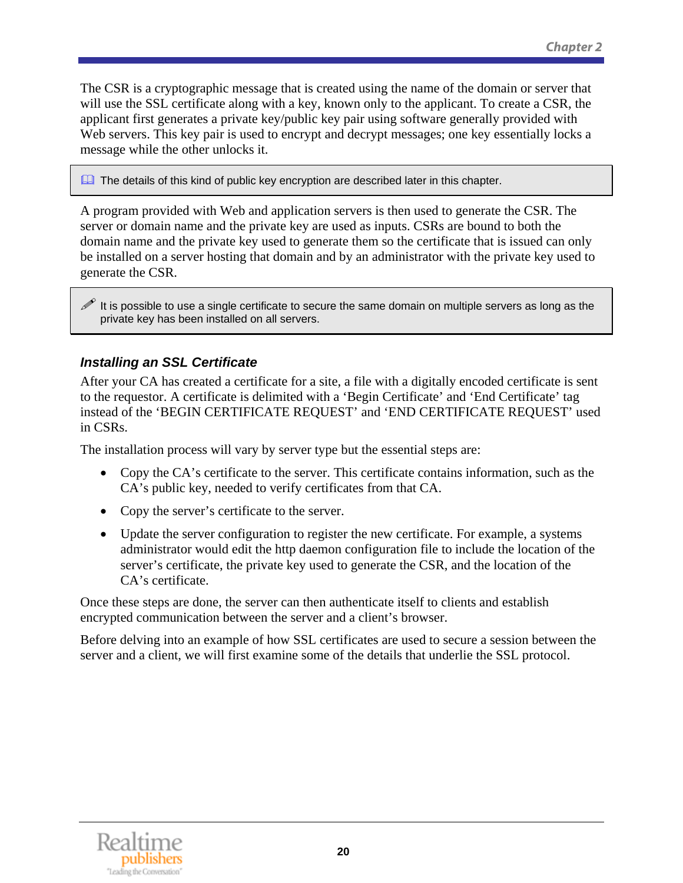The CSR is a cryptographic message that is created using the name of the domain or server that will use the SSL certificate along with a key, known only to the applicant. To create a CSR, the applicant first generates a private key/public key pair using software generally provided with Web servers. This key pair is used to encrypt and decrypt messages; one key essentially locks a message while the other unlocks it.

> The details of this kind of public key encryption are described later in this chapter.

A program provided with Web and application servers is then used to generate the CSR. The server or domain name and the private key are used as inputs. CSRs are bound to both the domain name and the private key used to generate them so the certificate that is issued can only be installed on a server hosting that domain and by an administrator with the private key used to generate the CSR.

> It is possible to use a single certificate to secure the same domain on multiple servers as long as the private key has been installed on all servers.

### *Installing an SSL Certificate*

After your CA has created a certificate for a site, a file with a digitally encoded certificate is sent to the requestor. A certificate is delimited with a 'Begin Certificate' and 'End Certificate' tag instead of the 'BEGIN CERTIFICATE REQUEST' and 'END CERTIFICATE REQUEST' used in CSRs.

The installation process will vary by server type but the essential steps are:

- Copy the CA's certificate to the server. This certificate contains information, such as the CA's public key, needed to verify certificates from that CA.
- Copy the server's certificate to the server.
- Update the server configuration to register the new certificate. For example, a systems administrator would edit the http daemon configuration file to include the location of the server's certificate, the private key used to generate the CSR, and the location of the CA's certificate.

Once these steps are done, the server can then authenticate itself to clients and establish encrypted communication between the server and a client's browser.

Before delving into an example of how SSL certificates are used to secure a session between the server and a client, we will first examine some of the details that underlie the SSL protocol.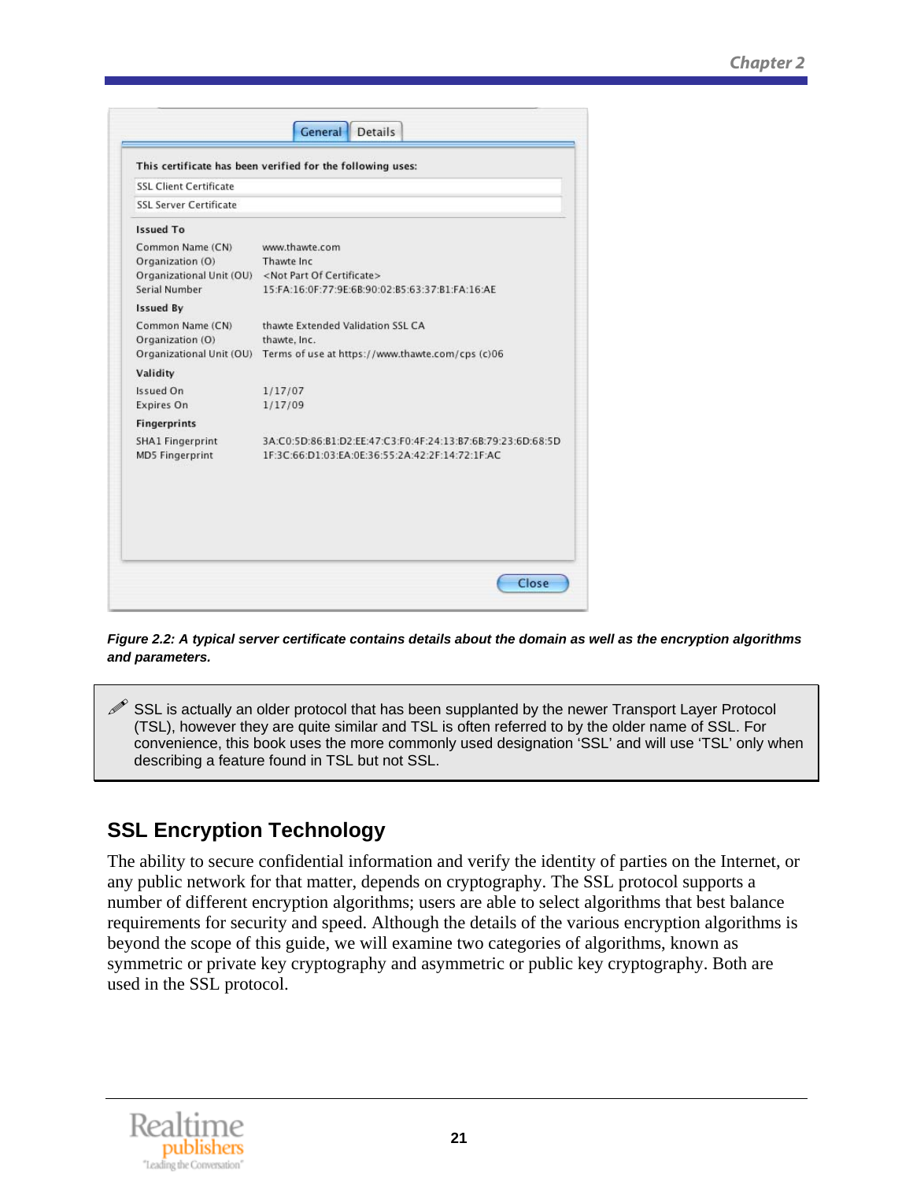General | Details

This certificate has been verified for the following uses:

SSL Client Certificate

SSL Server Certificate

**Issued To**

| | |
|---|---|
| Common Name (CN) | www.thawte.com |
| Organization (O) | Thawte Inc |
| Organizational Unit (OU) | <Not Part Of Certificate> |
| Serial Number | 15:FA:16:0F:77:9E:6B:90:02:B5:63:37:B1:FA:16:AE |

**Issued By**

| | |
|---|---|
| Common Name (CN) | thawte Extended Validation SSL CA |
| Organization (O) | thawte, Inc. |
| Organizational Unit (OU) | Terms of use at https://www.thawte.com/cps (c)06 |

**Validity**

| | |
|---|---|
| Issued On | 1/17/07 |
| Expires On | 1/17/09 |

**Fingerprints**

| | |
|---|---|
| SHA1 Fingerprint | 3A:C0:5D:86:B1:D2:EE:47:C3:F0:4F:24:13:B7:6B:79:23:6D:68:5D |
| MD5 Fingerprint | 1F:3C:66:D1:03:EA:0E:36:55:2A:42:2F:14:72:1F:AC |

Close

***Figure 2.2: A typical server certificate contains details about the domain as well as the encryption algorithms and parameters.***

> ✐ SSL is actually an older protocol that has been supplanted by the newer Transport Layer Protocol (TSL), however they are quite similar and TSL is often referred to by the older name of SSL. For convenience, this book uses the more commonly used designation 'SSL' and will use 'TSL' only when describing a feature found in TSL but not SSL.

## SSL Encryption Technology

The ability to secure confidential information and verify the identity of parties on the Internet, or any public network for that matter, depends on cryptography. The SSL protocol supports a number of different encryption algorithms; users are able to select algorithms that best balance requirements for security and speed. Although the details of the various encryption algorithms is beyond the scope of this guide, we will examine two categories of algorithms, known as symmetric or private key cryptography and asymmetric or public key cryptography. Both are used in the SSL protocol.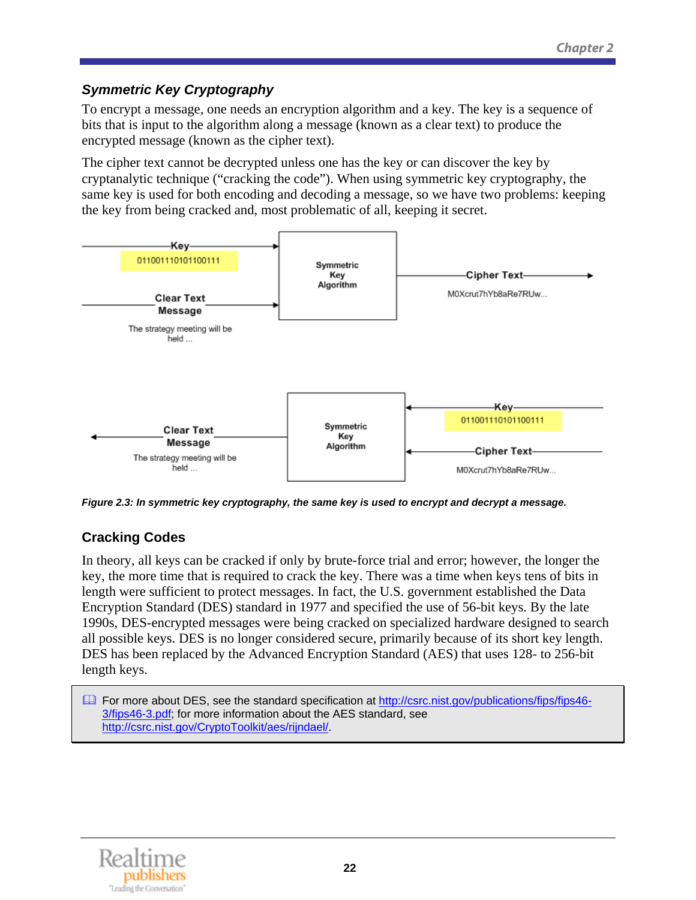## *Symmetric Key Cryptography*

To encrypt a message, one needs an encryption algorithm and a key. The key is a sequence of bits that is input to the algorithm along a message (known as a clear text) to produce the encrypted message (known as the cipher text).

The cipher text cannot be decrypted unless one has the key or can discover the key by cryptanalytic technique ("cracking the code"). When using symmetric key cryptography, the same key is used for both encoding and decoding a message, so we have two problems: keeping the key from being cracked and, most problematic of all, keeping it secret.

Key
011001110101100111

Clear Text Message
The strategy meeting will be held ...

Symmetric Key Algorithm

Cipher Text
M0Xcrut7hYb8aRe7RUw...

Key
011001110101100111

Cipher Text
M0Xcrut7hYb8aRe7RUw...

Symmetric Key Algorithm

Clear Text Message
The strategy meeting will be held ...

***Figure 2.3: In symmetric key cryptography, the same key is used to encrypt and decrypt a message.***

### Cracking Codes

In theory, all keys can be cracked if only by brute-force trial and error; however, the longer the key, the more time that is required to crack the key. There was a time when keys tens of bits in length were sufficient to protect messages. In fact, the U.S. government established the Data Encryption Standard (DES) standard in 1977 and specified the use of 56-bit keys. By the late 1990s, DES-encrypted messages were being cracked on specialized hardware designed to search all possible keys. DES is no longer considered secure, primarily because of its short key length. DES has been replaced by the Advanced Encryption Standard (AES) that uses 128- to 256-bit length keys.

> For more about DES, see the standard specification at http://csrc.nist.gov/publications/fips/fips46-3/fips46-3.pdf; for more information about the AES standard, see http://csrc.nist.gov/CryptoToolkit/aes/rijndael/.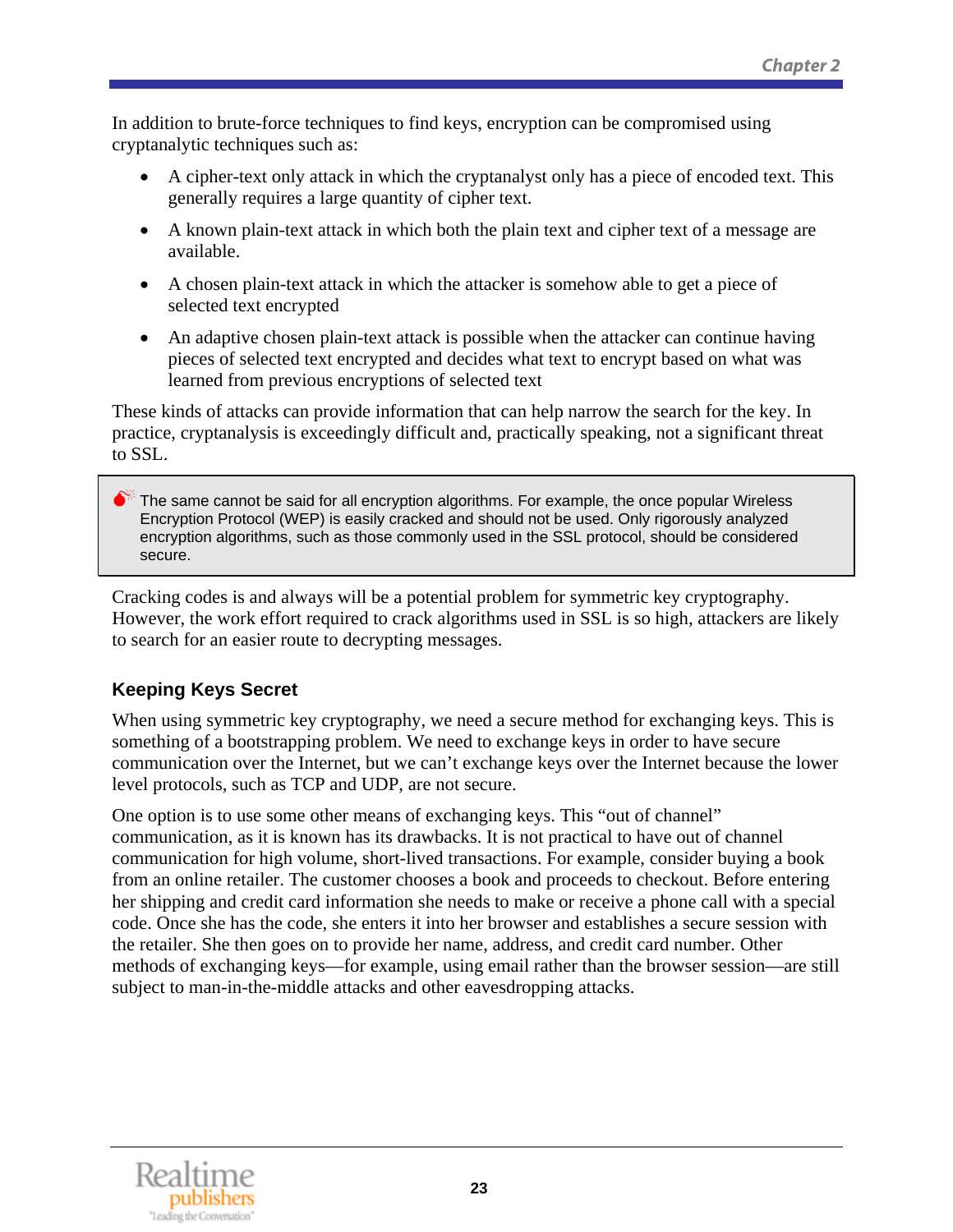In addition to brute-force techniques to find keys, encryption can be compromised using cryptanalytic techniques such as:

- A cipher-text only attack in which the cryptanalyst only has a piece of encoded text. This generally requires a large quantity of cipher text.
- A known plain-text attack in which both the plain text and cipher text of a message are available.
- A chosen plain-text attack in which the attacker is somehow able to get a piece of selected text encrypted
- An adaptive chosen plain-text attack is possible when the attacker can continue having pieces of selected text encrypted and decides what text to encrypt based on what was learned from previous encryptions of selected text

These kinds of attacks can provide information that can help narrow the search for the key. In practice, cryptanalysis is exceedingly difficult and, practically speaking, not a significant threat to SSL.

> The same cannot be said for all encryption algorithms. For example, the once popular Wireless Encryption Protocol (WEP) is easily cracked and should not be used. Only rigorously analyzed encryption algorithms, such as those commonly used in the SSL protocol, should be considered secure.

Cracking codes is and always will be a potential problem for symmetric key cryptography. However, the work effort required to crack algorithms used in SSL is so high, attackers are likely to search for an easier route to decrypting messages.

### Keeping Keys Secret

When using symmetric key cryptography, we need a secure method for exchanging keys. This is something of a bootstrapping problem. We need to exchange keys in order to have secure communication over the Internet, but we can't exchange keys over the Internet because the lower level protocols, such as TCP and UDP, are not secure.

One option is to use some other means of exchanging keys. This "out of channel" communication, as it is known has its drawbacks. It is not practical to have out of channel communication for high volume, short-lived transactions. For example, consider buying a book from an online retailer. The customer chooses a book and proceeds to checkout. Before entering her shipping and credit card information she needs to make or receive a phone call with a special code. Once she has the code, she enters it into her browser and establishes a secure session with the retailer. She then goes on to provide her name, address, and credit card number. Other methods of exchanging keys—for example, using email rather than the browser session—are still subject to man-in-the-middle attacks and other eavesdropping attacks.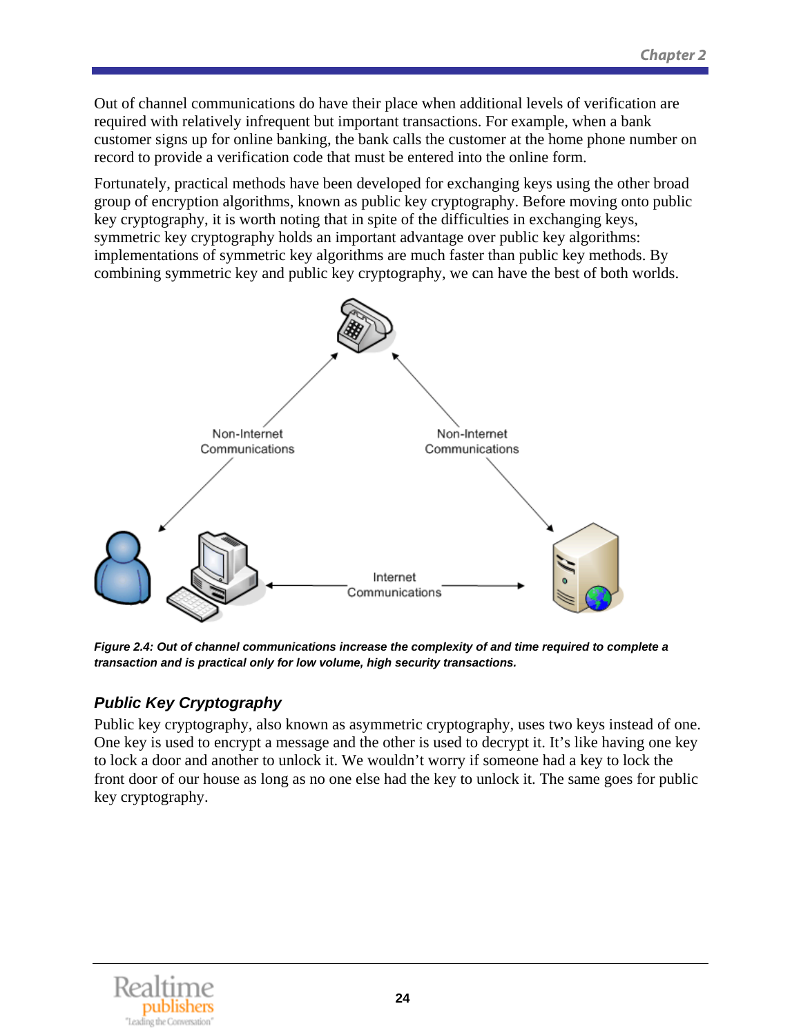Out of channel communications do have their place when additional levels of verification are required with relatively infrequent but important transactions. For example, when a bank customer signs up for online banking, the bank calls the customer at the home phone number on record to provide a verification code that must be entered into the online form.

Fortunately, practical methods have been developed for exchanging keys using the other broad group of encryption algorithms, known as public key cryptography. Before moving onto public key cryptography, it is worth noting that in spite of the difficulties in exchanging keys, symmetric key cryptography holds an important advantage over public key algorithms: implementations of symmetric key algorithms are much faster than public key methods. By combining symmetric key and public key cryptography, we can have the best of both worlds.

***Figure 2.4: Out of channel communications increase the complexity of and time required to complete a transaction and is practical only for low volume, high security transactions.***

### *Public Key Cryptography*

Public key cryptography, also known as asymmetric cryptography, uses two keys instead of one. One key is used to encrypt a message and the other is used to decrypt it. It's like having one key to lock a door and another to unlock it. We wouldn't worry if someone had a key to lock the front door of our house as long as no one else had the key to unlock it. The same goes for public key cryptography.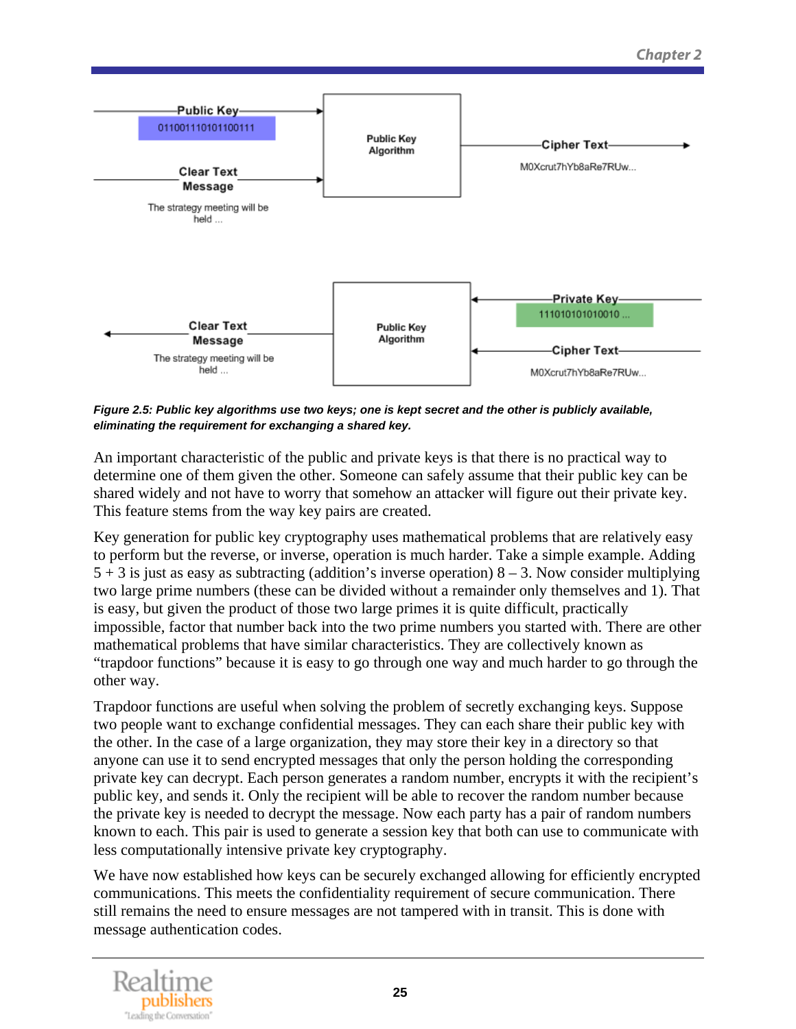Public Key

011001110101100111

Clear Text Message

The strategy meeting will be held ...

Public Key Algorithm

Cipher Text

M0Xcrut7hYb8aRe7RUw...

Private Key

111010101010010 ...

Cipher Text

M0Xcrut7hYb8aRe7RUw...

Public Key Algorithm

Clear Text Message

The strategy meeting will be held ...

***Figure 2.5: Public key algorithms use two keys; one is kept secret and the other is publicly available, eliminating the requirement for exchanging a shared key.***

An important characteristic of the public and private keys is that there is no practical way to determine one of them given the other. Someone can safely assume that their public key can be shared widely and not have to worry that somehow an attacker will figure out their private key. This feature stems from the way key pairs are created.

Key generation for public key cryptography uses mathematical problems that are relatively easy to perform but the reverse, or inverse, operation is much harder. Take a simple example. Adding 5 + 3 is just as easy as subtracting (addition's inverse operation) 8 – 3. Now consider multiplying two large prime numbers (these can be divided without a remainder only themselves and 1). That is easy, but given the product of those two large primes it is quite difficult, practically impossible, factor that number back into the two prime numbers you started with. There are other mathematical problems that have similar characteristics. They are collectively known as "trapdoor functions" because it is easy to go through one way and much harder to go through the other way.

Trapdoor functions are useful when solving the problem of secretly exchanging keys. Suppose two people want to exchange confidential messages. They can each share their public key with the other. In the case of a large organization, they may store their key in a directory so that anyone can use it to send encrypted messages that only the person holding the corresponding private key can decrypt. Each person generates a random number, encrypts it with the recipient's public key, and sends it. Only the recipient will be able to recover the random number because the private key is needed to decrypt the message. Now each party has a pair of random numbers known to each. This pair is used to generate a session key that both can use to communicate with less computationally intensive private key cryptography.

We have now established how keys can be securely exchanged allowing for efficiently encrypted communications. This meets the confidentiality requirement of secure communication. There still remains the need to ensure messages are not tampered with in transit. This is done with message authentication codes.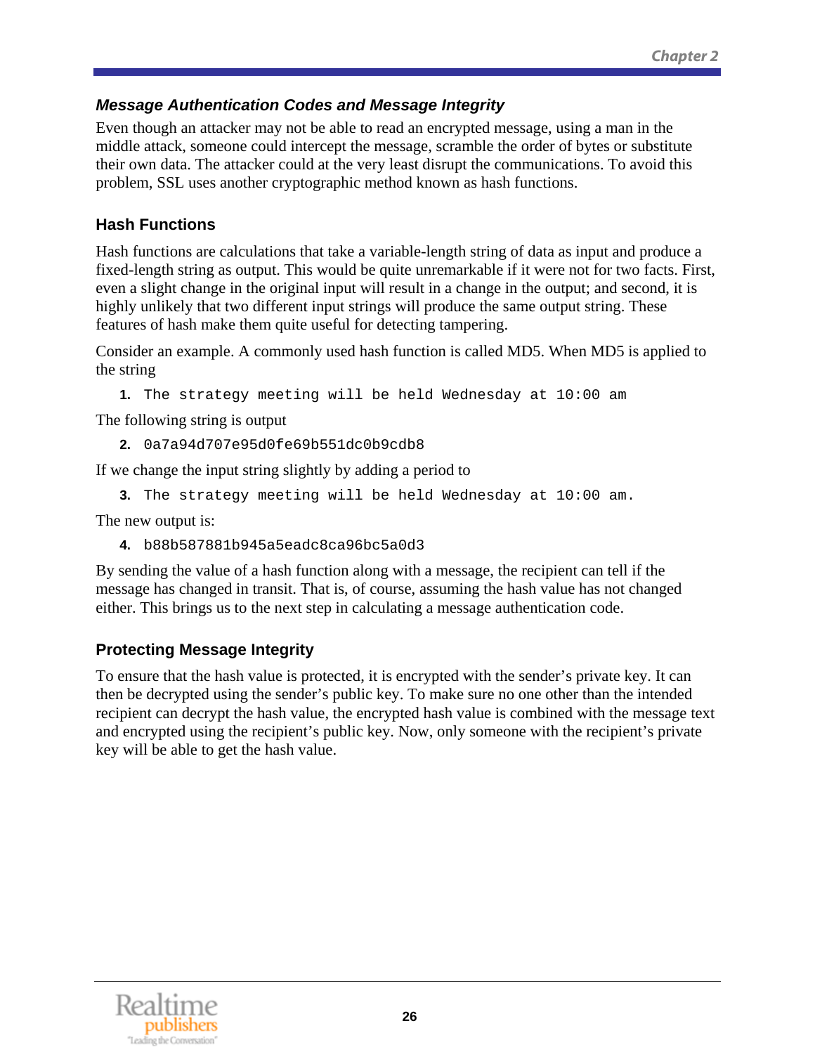### *Message Authentication Codes and Message Integrity*

Even though an attacker may not be able to read an encrypted message, using a man in the middle attack, someone could intercept the message, scramble the order of bytes or substitute their own data. The attacker could at the very least disrupt the communications. To avoid this problem, SSL uses another cryptographic method known as hash functions.

#### Hash Functions

Hash functions are calculations that take a variable-length string of data as input and produce a fixed-length string as output. This would be quite unremarkable if it were not for two facts. First, even a slight change in the original input will result in a change in the output; and second, it is highly unlikely that two different input strings will produce the same output string. These features of hash make them quite useful for detecting tampering.

Consider an example. A commonly used hash function is called MD5. When MD5 is applied to the string

```
1. The strategy meeting will be held Wednesday at 10:00 am
```

The following string is output

```
2. 0a7a94d707e95d0fe69b551dc0b9cdb8
```

If we change the input string slightly by adding a period to

```
3. The strategy meeting will be held Wednesday at 10:00 am.
```

The new output is:

```
4. b88b587881b945a5eadc8ca96bc5a0d3
```

By sending the value of a hash function along with a message, the recipient can tell if the message has changed in transit. That is, of course, assuming the hash value has not changed either. This brings us to the next step in calculating a message authentication code.

#### Protecting Message Integrity

To ensure that the hash value is protected, it is encrypted with the sender's private key. It can then be decrypted using the sender's public key. To make sure no one other than the intended recipient can decrypt the hash value, the encrypted hash value is combined with the message text and encrypted using the recipient's public key. Now, only someone with the recipient's private key will be able to get the hash value.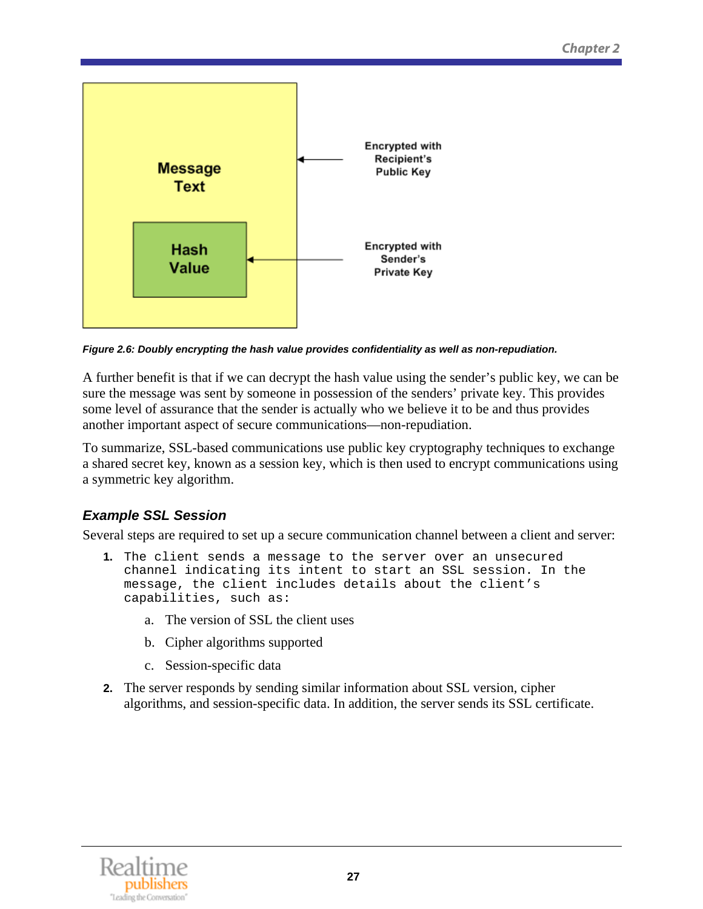Message Text

Hash Value

Encrypted with Recipient's Public Key

Encrypted with Sender's Private Key

***Figure 2.6: Doubly encrypting the hash value provides confidentiality as well as non-repudiation.***

A further benefit is that if we can decrypt the hash value using the sender's public key, we can be sure the message was sent by someone in possession of the senders' private key. This provides some level of assurance that the sender is actually who we believe it to be and thus provides another important aspect of secure communications—non-repudiation.

To summarize, SSL-based communications use public key cryptography techniques to exchange a shared secret key, known as a session key, which is then used to encrypt communications using a symmetric key algorithm.

### *Example SSL Session*

Several steps are required to set up a secure communication channel between a client and server:

1. The client sends a message to the server over an unsecured channel indicating its intent to start an SSL session. In the message, the client includes details about the client's capabilities, such as:
    a. The version of SSL the client uses
    b. Cipher algorithms supported
    c. Session-specific data
2. The server responds by sending similar information about SSL version, cipher algorithms, and session-specific data. In addition, the server sends its SSL certificate.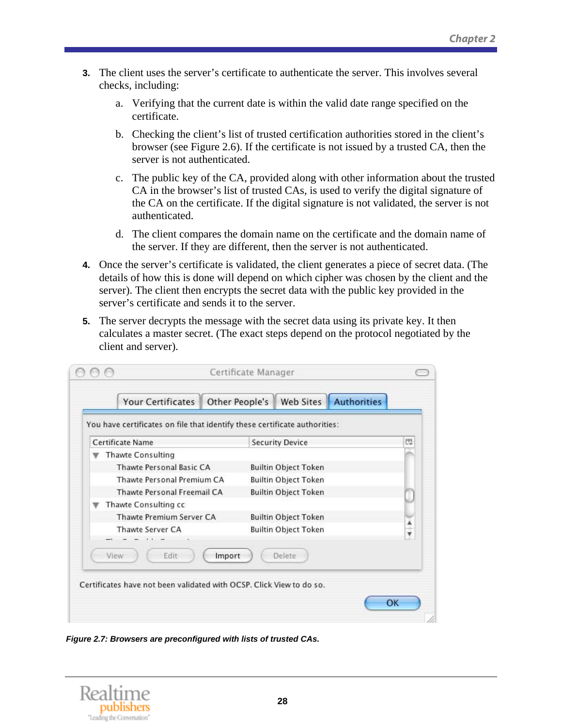3. The client uses the server's certificate to authenticate the server. This involves several checks, including:

   a. Verifying that the current date is within the valid date range specified on the certificate.

   b. Checking the client's list of trusted certification authorities stored in the client's browser (see Figure 2.6). If the certificate is not issued by a trusted CA, then the server is not authenticated.

   c. The public key of the CA, provided along with other information about the trusted CA in the browser's list of trusted CAs, is used to verify the digital signature of the CA on the certificate. If the digital signature is not validated, the server is not authenticated.

   d. The client compares the domain name on the certificate and the domain name of the server. If they are different, then the server is not authenticated.

4. Once the server's certificate is validated, the client generates a piece of secret data. (The details of how this is done will depend on which cipher was chosen by the client and the server). The client then encrypts the secret data with the public key provided in the server's certificate and sends it to the server.

5. The server decrypts the message with the secret data using its private key. It then calculates a master secret. (The exact steps depend on the protocol negotiated by the client and server).

***Figure 2.7: Browsers are preconfigured with lists of trusted CAs.***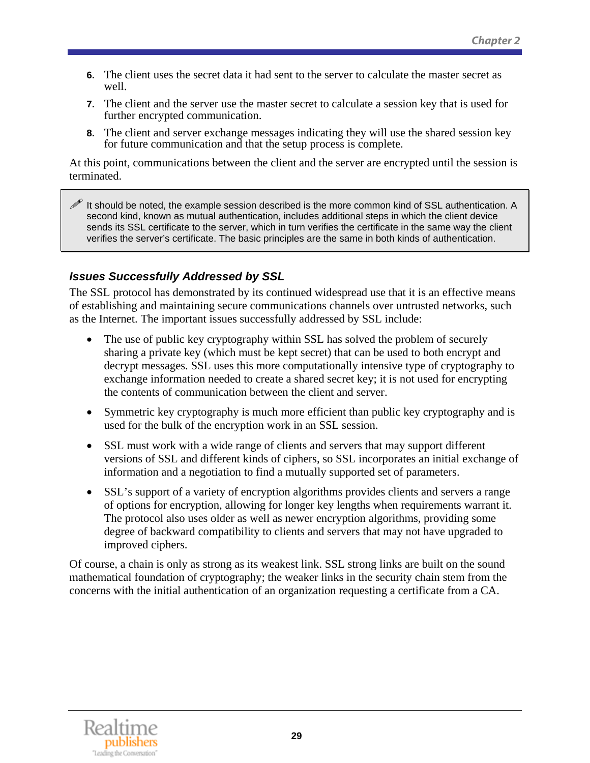6. The client uses the secret data it had sent to the server to calculate the master secret as well.
7. The client and the server use the master secret to calculate a session key that is used for further encrypted communication.
8. The client and server exchange messages indicating they will use the shared session key for future communication and that the setup process is complete.

At this point, communications between the client and the server are encrypted until the session is terminated.

> ✎ It should be noted, the example session described is the more common kind of SSL authentication. A second kind, known as mutual authentication, includes additional steps in which the client device sends its SSL certificate to the server, which in turn verifies the certificate in the same way the client verifies the server's certificate. The basic principles are the same in both kinds of authentication.

### *Issues Successfully Addressed by SSL*

The SSL protocol has demonstrated by its continued widespread use that it is an effective means of establishing and maintaining secure communications channels over untrusted networks, such as the Internet. The important issues successfully addressed by SSL include:

- The use of public key cryptography within SSL has solved the problem of securely sharing a private key (which must be kept secret) that can be used to both encrypt and decrypt messages. SSL uses this more computationally intensive type of cryptography to exchange information needed to create a shared secret key; it is not used for encrypting the contents of communication between the client and server.
- Symmetric key cryptography is much more efficient than public key cryptography and is used for the bulk of the encryption work in an SSL session.
- SSL must work with a wide range of clients and servers that may support different versions of SSL and different kinds of ciphers, so SSL incorporates an initial exchange of information and a negotiation to find a mutually supported set of parameters.
- SSL's support of a variety of encryption algorithms provides clients and servers a range of options for encryption, allowing for longer key lengths when requirements warrant it. The protocol also uses older as well as newer encryption algorithms, providing some degree of backward compatibility to clients and servers that may not have upgraded to improved ciphers.

Of course, a chain is only as strong as its weakest link. SSL strong links are built on the sound mathematical foundation of cryptography; the weaker links in the security chain stem from the concerns with the initial authentication of an organization requesting a certificate from a CA.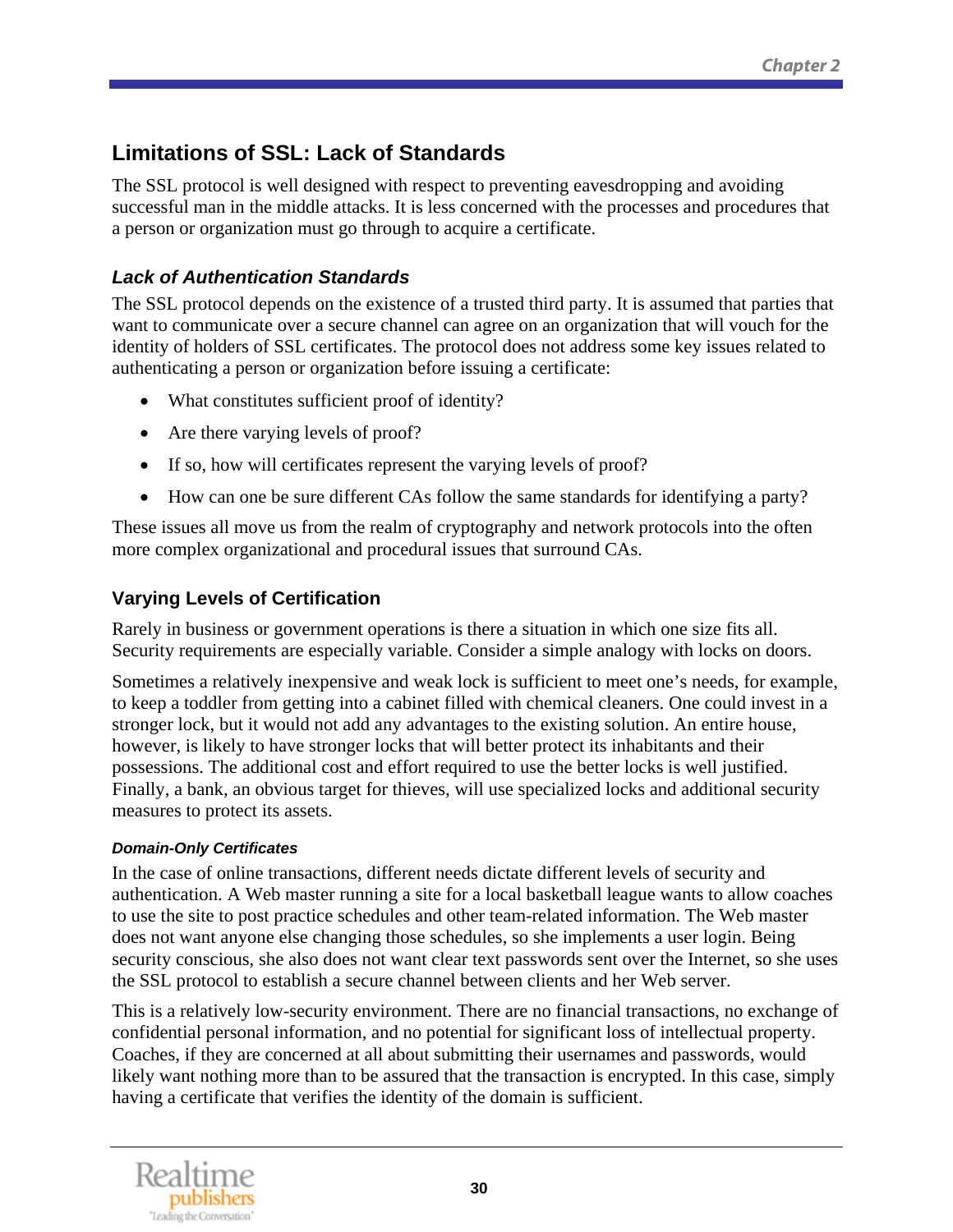## Limitations of SSL: Lack of Standards

The SSL protocol is well designed with respect to preventing eavesdropping and avoiding successful man in the middle attacks. It is less concerned with the processes and procedures that a person or organization must go through to acquire a certificate.

### *Lack of Authentication Standards*

The SSL protocol depends on the existence of a trusted third party. It is assumed that parties that want to communicate over a secure channel can agree on an organization that will vouch for the identity of holders of SSL certificates. The protocol does not address some key issues related to authenticating a person or organization before issuing a certificate:

- What constitutes sufficient proof of identity?
- Are there varying levels of proof?
- If so, how will certificates represent the varying levels of proof?
- How can one be sure different CAs follow the same standards for identifying a party?

These issues all move us from the realm of cryptography and network protocols into the often more complex organizational and procedural issues that surround CAs.

### Varying Levels of Certification

Rarely in business or government operations is there a situation in which one size fits all. Security requirements are especially variable. Consider a simple analogy with locks on doors.

Sometimes a relatively inexpensive and weak lock is sufficient to meet one's needs, for example, to keep a toddler from getting into a cabinet filled with chemical cleaners. One could invest in a stronger lock, but it would not add any advantages to the existing solution. An entire house, however, is likely to have stronger locks that will better protect its inhabitants and their possessions. The additional cost and effort required to use the better locks is well justified. Finally, a bank, an obvious target for thieves, will use specialized locks and additional security measures to protect its assets.

#### *Domain-Only Certificates*

In the case of online transactions, different needs dictate different levels of security and authentication. A Web master running a site for a local basketball league wants to allow coaches to use the site to post practice schedules and other team-related information. The Web master does not want anyone else changing those schedules, so she implements a user login. Being security conscious, she also does not want clear text passwords sent over the Internet, so she uses the SSL protocol to establish a secure channel between clients and her Web server.

This is a relatively low-security environment. There are no financial transactions, no exchange of confidential personal information, and no potential for significant loss of intellectual property. Coaches, if they are concerned at all about submitting their usernames and passwords, would likely want nothing more than to be assured that the transaction is encrypted. In this case, simply having a certificate that verifies the identity of the domain is sufficient.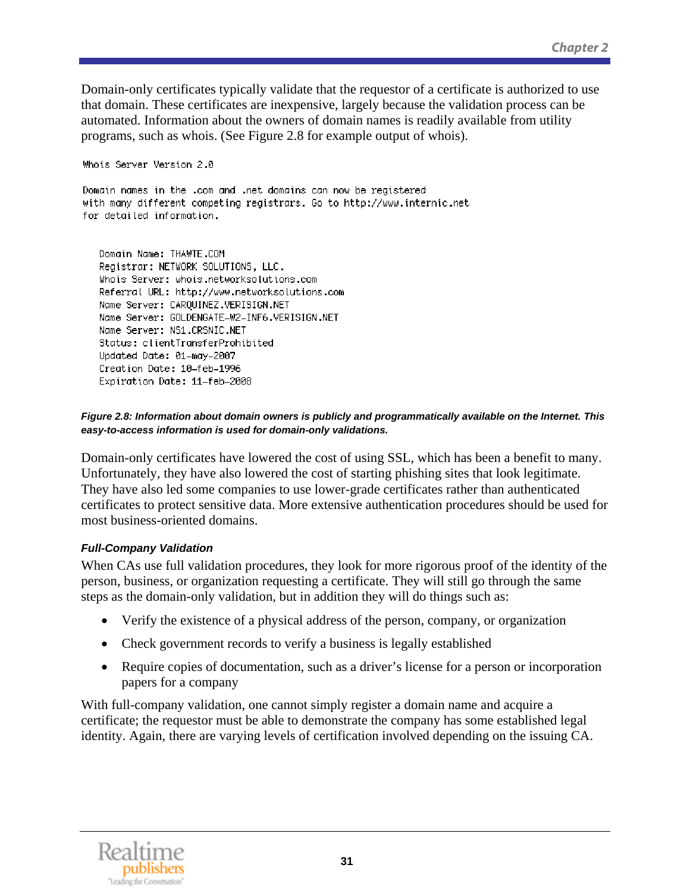Domain-only certificates typically validate that the requestor of a certificate is authorized to use that domain. These certificates are inexpensive, largely because the validation process can be automated. Information about the owners of domain names is readily available from utility programs, such as whois. (See Figure 2.8 for example output of whois).

```
Whois Server Version 2.0

Domain names in the .com and .net domains can now be registered
with many different competing registrars. Go to http://www.internic.net
for detailed information.


   Domain Name: THAWTE.COM
   Registrar: NETWORK SOLUTIONS, LLC.
   Whois Server: whois.networksolutions.com
   Referral URL: http://www.networksolutions.com
   Name Server: CARQUINEZ.VERISIGN.NET
   Name Server: GOLDENGATE-W2-INF6.VERISIGN.NET
   Name Server: NS1.CRSNIC.NET
   Status: clientTransferProhibited
   Updated Date: 01-may-2007
   Creation Date: 10-feb-1996
   Expiration Date: 11-feb-2008
```

***Figure 2.8: Information about domain owners is publicly and programmatically available on the Internet. This easy-to-access information is used for domain-only validations.***

Domain-only certificates have lowered the cost of using SSL, which has been a benefit to many. Unfortunately, they have also lowered the cost of starting phishing sites that look legitimate. They have also led some companies to use lower-grade certificates rather than authenticated certificates to protect sensitive data. More extensive authentication procedures should be used for most business-oriented domains.

#### *Full-Company Validation*

When CAs use full validation procedures, they look for more rigorous proof of the identity of the person, business, or organization requesting a certificate. They will still go through the same steps as the domain-only validation, but in addition they will do things such as:

- Verify the existence of a physical address of the person, company, or organization
- Check government records to verify a business is legally established
- Require copies of documentation, such a driver's license for a person or incorporation papers for a company

With full-company validation, one cannot simply register a domain name and acquire a certificate; the requestor must be able to demonstrate the company has some established legal identity. Again, there are varying levels of certification involved depending on the issuing CA.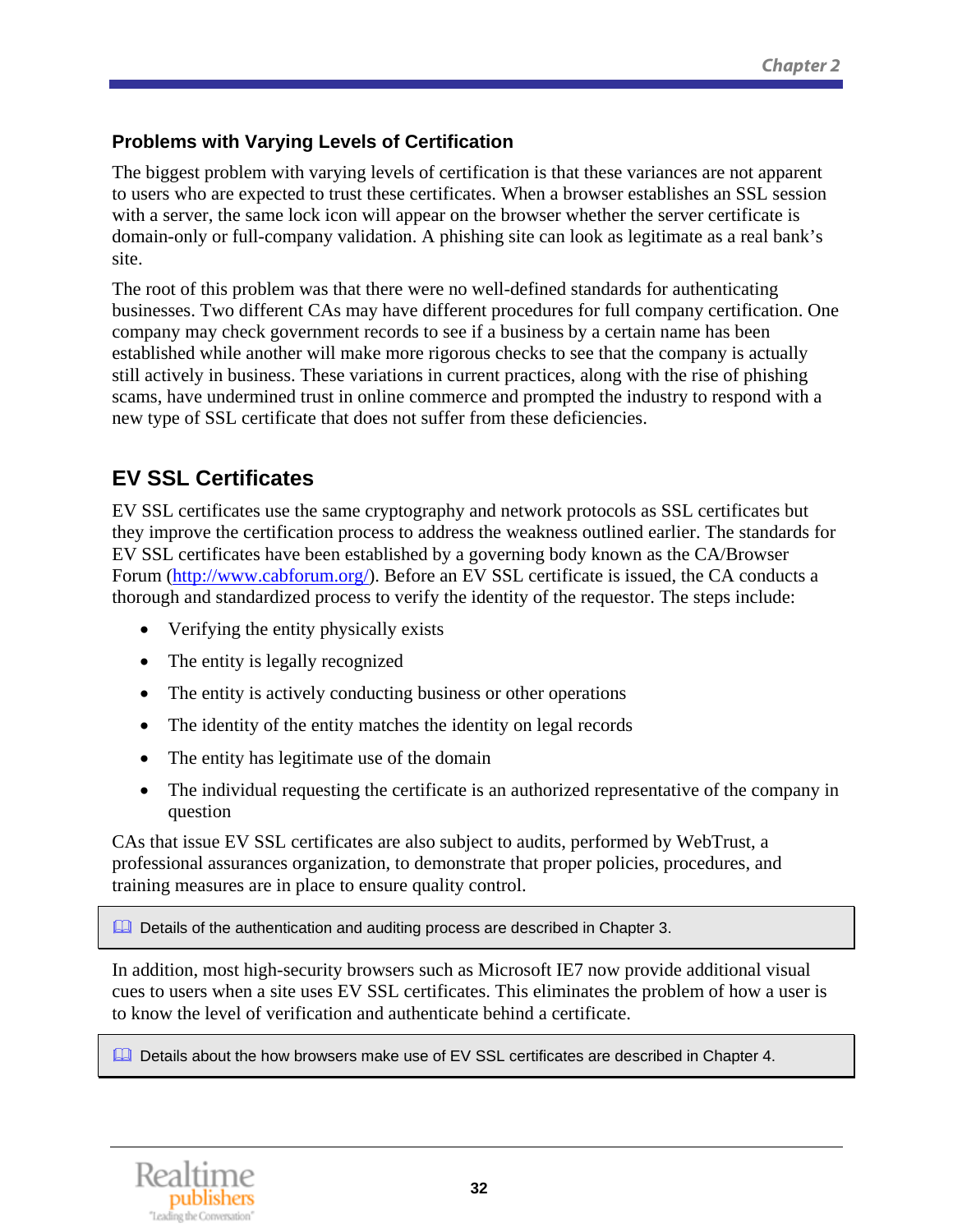### Problems with Varying Levels of Certification

The biggest problem with varying levels of certification is that these variances are not apparent to users who are expected to trust these certificates. When a browser establishes an SSL session with a server, the same lock icon will appear on the browser whether the server certificate is domain-only or full-company validation. A phishing site can look as legitimate as a real bank's site.

The root of this problem was that there were no well-defined standards for authenticating businesses. Two different CAs may have different procedures for full company certification. One company may check government records to see if a business by a certain name has been established while another will make more rigorous checks to see that the company is actually still actively in business. These variations in current practices, along with the rise of phishing scams, have undermined trust in online commerce and prompted the industry to respond with a new type of SSL certificate that does not suffer from these deficiencies.

## EV SSL Certificates

EV SSL certificates use the same cryptography and network protocols as SSL certificates but they improve the certification process to address the weakness outlined earlier. The standards for EV SSL certificates have been established by a governing body known as the CA/Browser Forum (http://www.cabforum.org/). Before an EV SSL certificate is issued, the CA conducts a thorough and standardized process to verify the identity of the requestor. The steps include:

- Verifying the entity physically exists
- The entity is legally recognized
- The entity is actively conducting business or other operations
- The identity of the entity matches the identity on legal records
- The entity has legitimate use of the domain
- The individual requesting the certificate is an authorized representative of the company in question

CAs that issue EV SSL certificates are also subject to audits, performed by WebTrust, a professional assurances organization, to demonstrate that proper policies, procedures, and training measures are in place to ensure quality control.

> Details of the authentication and auditing process are described in Chapter 3.

In addition, most high-security browsers such as Microsoft IE7 now provide additional visual cues to users when a site uses EV SSL certificates. This eliminates the problem of how a user is to know the level of verification and authenticate behind a certificate.

> Details about the how browsers make use of EV SSL certificates are described in Chapter 4.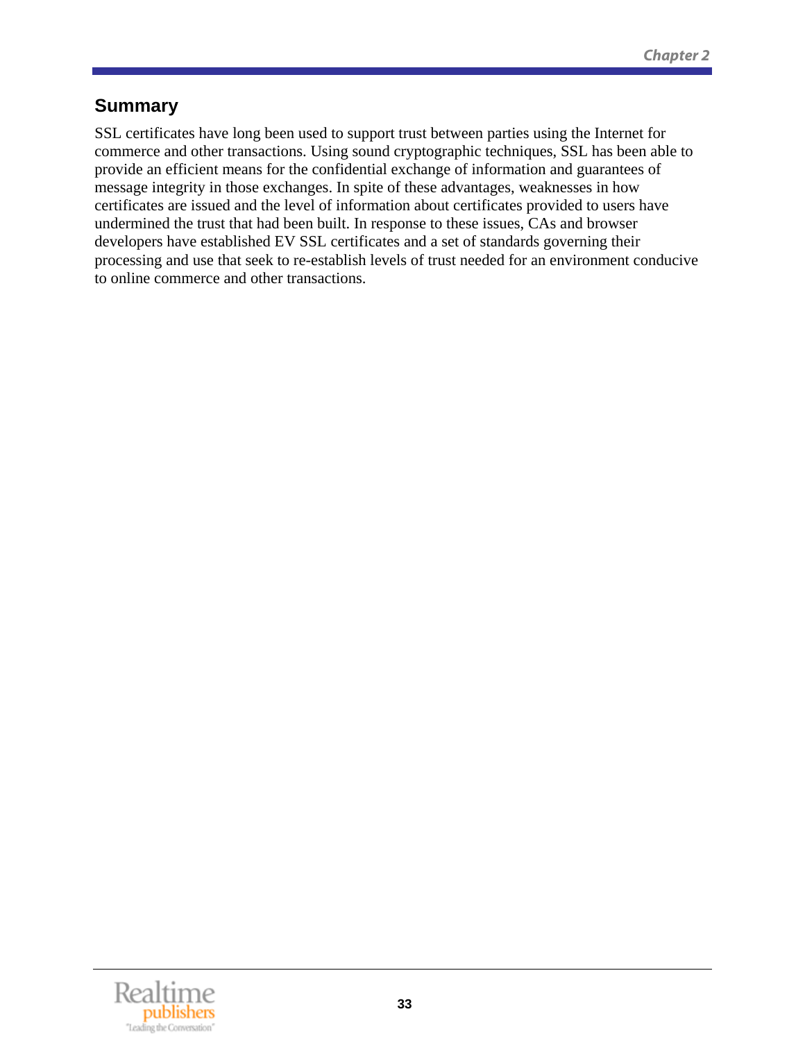## Summary

SSL certificates have long been used to support trust between parties using the Internet for commerce and other transactions. Using sound cryptographic techniques, SSL has been able to provide an efficient means for the confidential exchange of information and guarantees of message integrity in those exchanges. In spite of these advantages, weaknesses in how certificates are issued and the level of information about certificates provided to users have undermined the trust that had been built. In response to these issues, CAs and browser developers have established EV SSL certificates and a set of standards governing their processing and use that seek to re-establish levels of trust needed for an environment conducive to online commerce and other transactions.